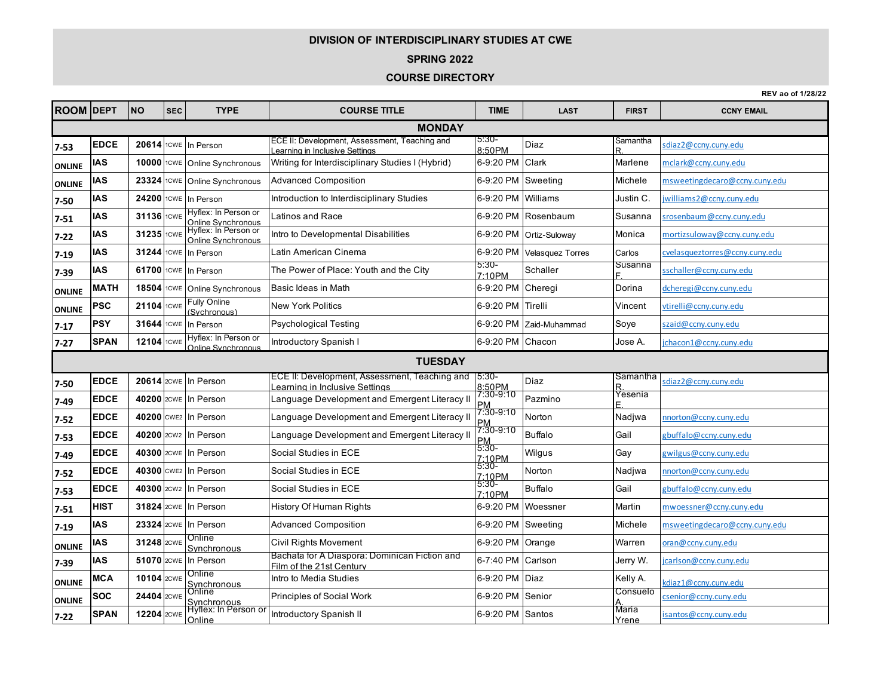# DIVISION OF INTERDISCIPLINARY STUDIES AT CWE

## SPRING 2022

## COURSE DIRECTORY

REV ao of 1/28/22

| ROOM | DEPT | NO | SEC | TYPE | COURSE TITLE | TIME | LAST | FIRST | CCNY EMAIL |
|---|---|---|---|---|---|---|---|---|---|
| **MONDAY** | | | | | | | | | |
| 7-53 | EDCE | 20614 | 1CWE | In Person | ECE II: Development, Assessment, Teaching and Learning in Inclusive Settings | 5:30-8:50PM | Diaz | Samantha R. | sdiaz2@ccny.cuny.edu |
| ONLINE | IAS | 10000 | 1CWE | Online Synchronous | Writing for Interdisciplinary Studies I (Hybrid) | 6-9:20 PM | Clark | Marlene | mclark@ccny.cuny.edu |
| ONLINE | IAS | 23324 | 1CWE | Online Synchronous | Advanced Composition | 6-9:20 PM | Sweeting | Michele | msweetingdecaro@ccny.cuny.edu |
| 7-50 | IAS | 24200 | 1CWE | In Person | Introduction to Interdisciplinary Studies | 6-9:20 PM | Williams | Justin C. | jwilliams2@ccny.cuny.edu |
| 7-51 | IAS | 31136 | 1CWE | Hyflex: In Person or Online Synchronous | Latinos and Race | 6-9:20 PM | Rosenbaum | Susanna | srosenbaum@ccny.cuny.edu |
| 7-22 | IAS | 31235 | 1CWE | Hyflex: In Person or Online Synchronous | Intro to Developmental Disabilities | 6-9:20 PM | Ortiz-Suloway | Monica | mortizsuloway@ccny.cuny.edu |
| 7-19 | IAS | 31244 | 1CWE | In Person | Latin American Cinema | 6-9:20 PM | Velasquez Torres | Carlos | cvelasqueztorres@ccny.cuny.edu |
| 7-39 | IAS | 61700 | 1CWE | In Person | The Power of Place: Youth and the City | 5:30-7:10PM | Schaller | Susanna F. | sschaller@ccny.cuny.edu |
| ONLINE | MATH | 18504 | 1CWE | Online Synchronous | Basic Ideas in Math | 6-9:20 PM | Cheregi | Dorina | dcheregi@ccny.cuny.edu |
| ONLINE | PSC | 21104 | 1CWE | Fully Online (Sychronous) | New York Politics | 6-9:20 PM | Tirelli | Vincent | vtirelli@ccny.cuny.edu |
| 7-17 | PSY | 31644 | 1CWE | In Person | Psychological Testing | 6-9:20 PM | Zaid-Muhammad | Soye | szaid@ccny.cuny.edu |
| 7-27 | SPAN | 12104 | 1CWE | Hyflex: In Person or Online Synchronous | Introductory Spanish I | 6-9:20 PM | Chacon | Jose A. | jchacon1@ccny.cuny.edu |
| **TUESDAY** | | | | | | | | | |
| 7-50 | EDCE | 20614 | 2CWE | In Person | ECE II: Development, Assessment, Teaching and Learning in Inclusive Settings | 5:30-8:50PM | Diaz | Samantha R. | sdiaz2@ccny.cuny.edu |
| 7-49 | EDCE | 40200 | 2CWE | In Person | Language Development and Emergent Literacy II | 7:30-9:10 PM | Pazmino | Yesenia E. | |
| 7-52 | EDCE | 40200 | CWE2 | In Person | Language Development and Emergent Literacy II | 7:30-9:10 PM | Norton | Nadjwa | nnorton@ccny.cuny.edu |
| 7-53 | EDCE | 40200 | 2CW2 | In Person | Language Development and Emergent Literacy II | 7:30-9:10 PM | Buffalo | Gail | gbuffalo@ccny.cuny.edu |
| 7-49 | EDCE | 40300 | 2CWE | In Person | Social Studies in ECE | 5:30-7:10PM | Wilgus | Gay | gwilgus@ccny.cuny.edu |
| 7-52 | EDCE | 40300 | CWE2 | In Person | Social Studies in ECE | 5:30-7:10PM | Norton | Nadjwa | nnorton@ccny.cuny.edu |
| 7-53 | EDCE | 40300 | 2CW2 | In Person | Social Studies in ECE | 5:30-7:10PM | Buffalo | Gail | gbuffalo@ccny.cuny.edu |
| 7-51 | HIST | 31824 | 2CWE | In Person | History Of Human Rights | 6-9:20 PM | Woessner | Martin | mwoessner@ccny.cuny.edu |
| 7-19 | IAS | 23324 | 2CWE | In Person | Advanced Composition | 6-9:20 PM | Sweeting | Michele | msweetingdecaro@ccny.cuny.edu |
| ONLINE | IAS | 31248 | 2CWE | Online Synchronous | Civil Rights Movement | 6-9:20 PM | Orange | Warren | oran@ccny.cuny.edu |
| 7-39 | IAS | 51070 | 2CWE | In Person | Bachata for A Diaspora: Dominican Fiction and Film of the 21st Century | 6-7:40 PM | Carlson | Jerry W. | jcarlson@ccny.cuny.edu |
| ONLINE | MCA | 10104 | 2CWE | Online Synchronous | Intro to Media Studies | 6-9:20 PM | Diaz | Kelly A. | kdiaz1@ccny.cuny.edu |
| ONLINE | SOC | 24404 | 2CWE | Online Synchronous | Principles of Social Work | 6-9:20 PM | Senior | Consuelo A. | csenior@ccny.cuny.edu |
| 7-22 | SPAN | 12204 | 2CWE | Hyflex: In Person or Online | Introductory Spanish II | 6-9:20 PM | Santos | Maria Yrene | isantos@ccny.cuny.edu |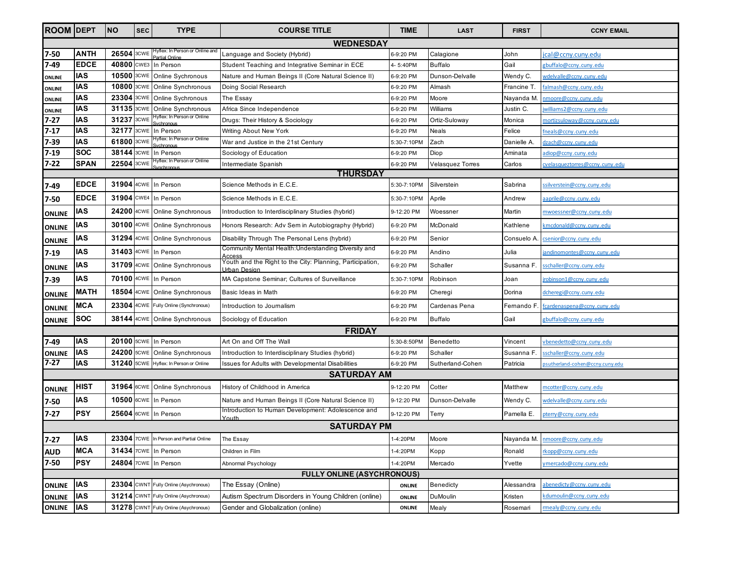| ROOM | DEPT | NO | SEC | TYPE | COURSE TITLE | TIME | LAST | FIRST | CCNY EMAIL |
|---|---|---|---|---|---|---|---|---|---|
| | | | | | **WEDNESDAY** | | | | |
| 7-50 | ANTH | 26504 | 3CWE | Hyflex: In Person or Online and Partial Online | Language and Society (Hybrid) | 6-9:20 PM | Calagione | John | jcal@ccny.cuny.edu |
| 7-49 | EDCE | 40800 | CWE3 | In Person | Student Teaching and Integrative Seminar in ECE | 4- 5:40PM | Buffalo | Gail | gbuffalo@ccny.cuny.edu |
| ONLINE | IAS | 10500 | 3CWE | Online Sychronous | Nature and Human Beings II (Core Natural Science II) | 6-9:20 PM | Dunson-Delvalle | Wendy C. | wdelvalle@ccny.cuny.edu |
| ONLINE | IAS | 10800 | 3CWE | Online Synchronous | Doing Social Research | 6-9:20 PM | Almash | Francine T. | falmash@ccny.cuny.edu |
| ONLINE | IAS | 23304 | 3CWE | Online Sychronous | The Essay | 6-9:20 PM | Moore | Nayanda M. | nmoore@ccny.cuny.edu |
| ONLINE | IAS | 31135 | 3CWE | Online Synchronous | Africa Since Independence | 6-9:20 PM | Williams | Justin C. | jwilliams2@ccny.cuny.edu |
| 7-27 | IAS | 31237 | 3CWE | Hyflex: In Person or Online Sychronous | Drugs: Their History & Sociology | 6-9:20 PM | Ortiz-Suloway | Monica | mortizsuloway@ccny.cuny.edu |
| 7-17 | IAS | 32177 | 3CWE | In Person | Writing About New York | 6-9:20 PM | Neals | Felice | fneals@ccny.cuny.edu |
| 7-39 | IAS | 61800 | 3CWE | Hyflex: In Person or Online Sychronous | War and Justice in the 21st Century | 5:30-7:10PM | Zach | Danielle A. | dzach@ccny.cuny.edu |
| 7-19 | SOC | 38144 | 3CWE | In Person | Sociology of Education | 6-9:20 PM | Diop | Aminata | adiop@ccny.cuny.edu |
| 7-22 | SPAN | 22504 | 3CWE | Hyflex: In Person or Online Synchronous | Intermediate Spanish | 6-9:20 PM | Velasquez Torres | Carlos | cvelasqueztorres@ccny.cuny.edu |
| | | | | | **THURSDAY** | | | | |
| 7-49 | EDCE | 31904 | 4CWE | In Person | Science Methods in E.C.E. | 5:30-7:10PM | Silverstein | Sabrina | ssilverstein@ccny.cuny.edu |
| 7-50 | EDCE | 31904 | CWE4 | In Person | Science Methods in E.C.E. | 5:30-7:10PM | Aprile | Andrew | aaprile@ccny.cuny.edu |
| ONLINE | IAS | 24200 | 4CWE | Online Synchronous | Introduction to Interdisciplinary Studies (hybrid) | 9-12:20 PM | Woessner | Martin | mwoessner@ccny.cuny.edu |
| ONLINE | IAS | 30100 | 4CWE | Online Synchronous | Honors Research: Adv Sem in Autobiography (Hybrid) | 6-9:20 PM | McDonald | Kathlene | kmcdonald@ccny.cuny.edu |
| ONLINE | IAS | 31294 | 4CWE | Online Synchronous | Disability Through The Personal Lens (hybrid) | 6-9:20 PM | Senior | Consuelo A. | csenior@ccny.cuny.edu |
| 7-19 | IAS | 31403 | 4CWE | In Person | Community Mental Health:Understanding Diversity and Access | 6-9:20 PM | Andino | Julia | jandinomontes@ccny.cuny.edu |
| ONLINE | IAS | 31709 | 4CWE | Online Synchronous | Youth and the Right to the City: Planning, Participation, Urban Design | 6-9:20 PM | Schaller | Susanna F. | sschaller@ccny.cuny.edu |
| 7-39 | IAS | 70100 | 4CWE | In Person | MA Capstone Seminar; Cultures of Surveillance | 5:30-7:10PM | Robinson | Joan | jrobinson1@ccny.cuny.edu |
| ONLINE | MATH | 18504 | 4CWE | Online Synchronous | Basic Ideas in Math | 6-9:20 PM | Cheregi | Dorina | dcheregi@ccny.cuny.edu |
| ONLINE | MCA | 23304 | 4CWE | Fully Online (Synchronous) | Introduction to Journalism | 6-9:20 PM | Cardenas Pena | Fernando F. | fcardenaspena@ccny.cuny.edu |
| ONLINE | SOC | 38144 | 4CWE | Online Synchronous | Sociology of Education | 6-9:20 PM | Buffalo | Gail | gbuffalo@ccny.cuny.edu |
| | | | | | **FRIDAY** | | | | |
| 7-49 | IAS | 20100 | 5CWE | In Person | Art On and Off The Wall | 5:30-8:50PM | Benedetto | Vincent | vbenedetto@ccny.cuny.edu |
| ONLINE | IAS | 24200 | 5CWE | Online Synchronous | Introduction to Interdisciplinary Studies (hybrid) | 6-9:20 PM | Schaller | Susanna F. | sschaller@ccny.cuny.edu |
| 7-27 | IAS | 31240 | 5CWE | Hyflex: In Person or Online | Issues for Adults with Developmental Disabilities | 6-9:20 PM | Sutherland-Cohen | Patricia | psutherland-cohen@ccny.cuny.edu |
| | | | | | **SATURDAY AM** | | | | |
| ONLINE | HIST | 31964 | 6CWE | Online Synchronous | History of Childhood in America | 9-12:20 PM | Cotter | Matthew | mcotter@ccny.cuny.edu |
| 7-50 | IAS | 10500 | 6CWE | In Person | Nature and Human Beings II (Core Natural Science II) | 9-12:20 PM | Dunson-Delvalle | Wendy C. | wdelvalle@ccny.cuny.edu |
| 7-27 | PSY | 25604 | 6CWE | In Person | Introduction to Human Development: Adolescence and Youth | 9-12:20 PM | Terry | Pamella E. | pterry@ccny.cuny.edu |
| | | | | | **SATURDAY PM** | | | | |
| 7-27 | IAS | 23304 | 7CWE | In Person and Partial Online | The Essay | 1-4:20PM | Moore | Nayanda M. | nmoore@ccny.cuny.edu |
| AUD | MCA | 31434 | 7CWE | In Person | Children in Film | 1-4:20PM | Kopp | Ronald | rkopp@ccny.cuny.edu |
| 7-50 | PSY | 24804 | 7CWE | In Person | Abnormal Psychology | 1-4:20PM | Mercado | Yvette | ymercado@ccny.cuny.edu |
| | | | | | **FULLY ONLINE (ASYCHRONOUS)** | | | | |
| ONLINE | IAS | 23304 | CWNT | Fully Online (Asychronous) | The Essay (Online) | ONLINE | Benedicty | Alessandra | abenedicty@ccny.cuny.edu |
| ONLINE | IAS | 31214 | CWNT | Fully Online (Asychronous) | Autism Spectrum Disorders in Young Children (online) | ONLINE | DuMoulin | Kristen | kdumoulin@ccny.cuny.edu |
| ONLINE | IAS | 31278 | CWNT | Fully Online (Asychronous) | Gender and Globalization (online) | ONLINE | Mealy | Rosemari | rmealy@ccny.cuny.edu |